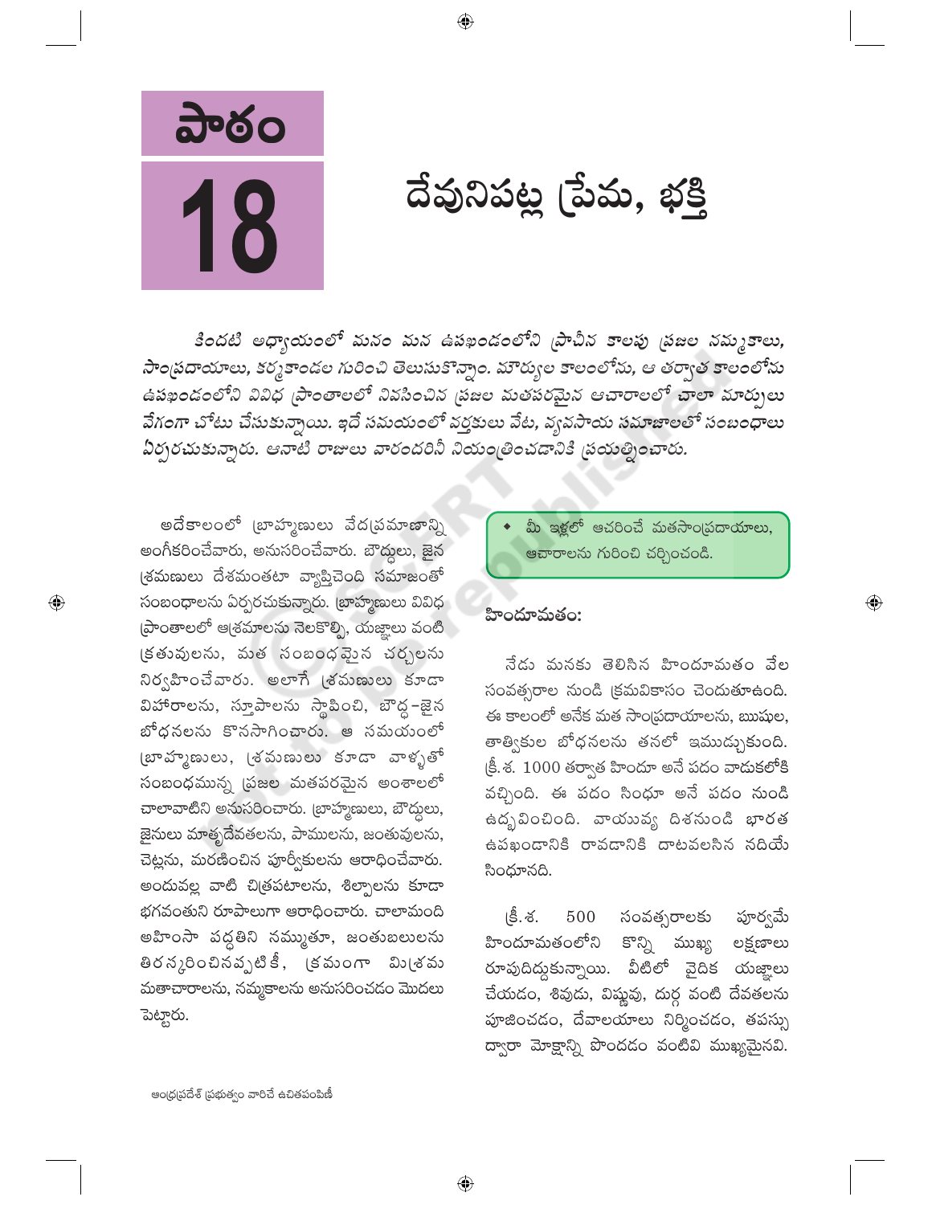# పాఠం 18

# దేవునిపట్ల ప్రేమ, భక్తి

*కిందటి అధ్యాయంలో మనం మన ఉపఖండంలోని ప్రాచీన కాలపు ప్రజల నమ్మకాలు, సాంప్రదాయాలు, కర్మకాండల గురించి తెలుసుకొన్నాం. మౌర్యుల కాలంలోను, ఆ తర్వాత కాలంలోను ఉపఖండంలోని వివిధ ప్రాంతాలలో నివసించిన ప్రజల మతపరమైన ఆచారాలలో చాలా మార్పులు వేగంగా చోటు చేసుకున్నాయి. ఇదే సమయంలో వర్తకులు వేట, వ్యవసాయ సమాజాలతో సంబంధాలు ఏర్పరచుకున్నారు. ఆనాటి రాజులు వారందరినీ నియంత్రించడానికి ప్రయత్నించారు.*

అదేకాలంలో బ్రాహ్మణులు వేదప్రమాణాన్ని అంగీకరించేవారు, అనుసరించేవారు. బౌద్ధులు, జైన శ్రమణులు దేశమంతటా వ్యాప్తిచెంది సమాజంతో సంబంధాలను ఏర్పరచుకున్నారు. బ్రాహ్మణులు వివిధ ప్రాంతాలలో ఆశ్రమాలను నెలకొల్పి, యజ్ఞాలు వంటి క్రతువులను, మత సంబంధమైన చర్చలను నిర్వహించేవారు. అలాగే శ్రమణులు కూడా విహారాలను, స్తూపాలను స్థాపించి, బౌద్ధ-జైన బోధనలను కొనసాగించారు. ఆ సమయంలో బ్రాహ్మణులు, శ్రమణులు కూడా వాళ్ళతో సంబంధమున్న ప్రజల మతపరమైన అంశాలలో చాలావాటిని అనుసరించారు. బ్రాహ్మణులు, బౌద్ధులు, జైనులు మాతృదేవతలను, పాములను, జంతువులను, చెట్లను, మరణించిన పూర్వీకులను ఆరాధించేవారు. అందువల్ల వాటి చిత్రపటాలను, శిల్పాలను కూడా భగవంతుని రూపాలుగా ఆరాధించారు. చాలామంది అహింసా పద్ధతిని నమ్ముతూ, జంతుబలులను తిరస్కరించినప్పటికీ, క్రమంగా మిశ్రమ మతాచారాలను, నమ్మకాలను అనుసరించడం మొదలు పెట్టారు.

- మీ ఇళ్లలో ఆచరించే మతసాంప్రదాయాలు, ఆచారాలను గురించి చర్చించండి.

## హిందూమతం:

నేడు మనకు తెలిసిన హిందూమతం వేల సంవత్సరాల నుండి క్రమవికాసం చెందుతూఉంది. ఈ కాలంలో అనేక మత సాంప్రదాయాలను, ఋషుల, తాత్వికుల బోధనలను తనలో ఇముడ్చుకుంది. క్రీ.శ. 1000 తర్వాత హిందూ అనే పదం వాడుకలోకి వచ్చింది. ఈ పదం సింధూ అనే పదం నుండి ఉద్భవించింది. వాయువ్య దిశనుండి భారత ఉపఖండానికి రావడానికి దాటవలసిన నదియే సింధూనది.

క్రీ.శ. 500 సంవత్సరాలకు పూర్వమే హిందూమతంలోని కొన్ని ముఖ్య లక్షణాలు రూపుదిద్దుకున్నాయి. వీటిలో వైదిక యజ్ఞాలు చేయడం, శివుడు, విష్ణువు, దుర్గ వంటి దేవతలను పూజించడం, దేవాలయాలు నిర్మించడం, తపస్సు ద్వారా మోక్షాన్ని పొందడం వంటివి ముఖ్యమైనవి.

ఆంధ్రప్రదేశ్ ప్రభుత్వం వారిచే ఉచితపంపిణీ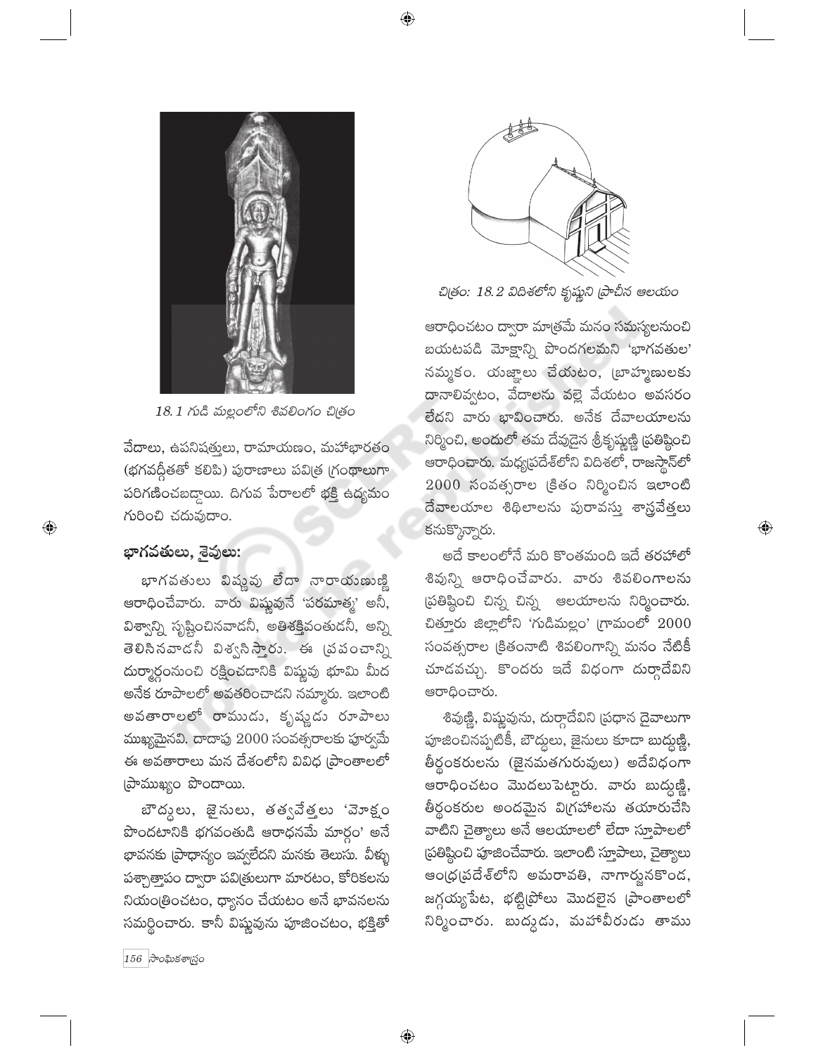18.1 గుడి మల్లంలోని శివలింగం చిత్రం

వేదాలు, ఉపనిషత్తులు, రామాయణం, మహాభారతం (భగవద్గీతతో కలిపి) పురాణాలు పవిత్ర గ్రంథాలుగా పరిగణించబడ్డాయి. దిగువ పేరాలలో భక్తి ఉద్యమం గురించి చదువుదాం.

### భాగవతులు, శైవులు:

భాగవతులు విష్ణువు లేదా నారాయణుణ్ణి ఆరాధించేవారు. వారు విష్ణువునే 'పరమాత్మ' అనీ, విశ్వాన్ని సృష్టించినవాడనీ, అతిశక్తివంతుడనీ, అన్ని తెలిసినవాడనీ విశ్వసిస్తారు. ఈ ప్రపంచాన్ని దుర్మార్గంనుంచి రక్షించడానికి విష్ణువు భూమి మీద అనేక రూపాలలో అవతరించాడని నమ్మారు. ఇలాంటి అవతారాలలో రాముడు, కృష్ణుడు రూపాలు ముఖ్యమైనవి. దాదాపు 2000 సంవత్సరాలకు పూర్వమే ఈ అవతారాలు మన దేశంలోని వివిధ ప్రాంతాలలో ప్రాముఖ్యం పొందాయి.

బౌద్ధులు, జైనులు, తత్వవేత్తలు 'మోక్షం పొందటానికి భగవంతుడి ఆరాధనమే మార్గం' అనే భావనకు ప్రాధాన్యం ఇవ్వలేదని మనకు తెలుసు. వీళ్ళు పశ్చాత్తాపం ద్వారా పవిత్రులుగా మారటం, కోరికలను నియంత్రించటం, ధ్యానం చేయటం అనే భావనలను సమర్థించారు. కానీ విష్ణువును పూజించటం, భక్తితో ఆరాధించటం ద్వారా మాత్రమే మనం సమస్యలనుంచి బయటపడి మోక్షాన్ని పొందగలమని 'భాగవతుల' నమ్మకం. యజ్ఞాలు చేయటం, బ్రాహ్మణులకు దానాలివ్వటం, వేదాలను వల్లె వేయటం అవసరం లేదని వారు భావించారు. అనేక దేవాలయాలను నిర్మించి, అందులో తమ దేవుడైన శ్రీకృష్ణుణ్ణి ప్రతిష్ఠించి ఆరాధించారు. మధ్యప్రదేశ్‌లోని విదిశలో, రాజస్థాన్‌లో 2000 సంవత్సరాల క్రితం నిర్మించిన ఇలాంటి దేవాలయాల శిథిలాలను పురావస్తు శాస్త్రవేత్తలు కనుక్కొన్నారు.

చిత్రం: 18.2 విదిశలోని కృష్ణుని ప్రాచీన ఆలయం

అదే కాలంలోనే మరి కొంతమంది ఇదే తరహాలో శివున్ని ఆరాధించేవారు. వారు శివలింగాలను ప్రతిష్ఠించి చిన్న చిన్న ఆలయాలను నిర్మించారు. చిత్తూరు జిల్లాలోని 'గుడిమల్లం' గ్రామంలో 2000 సంవత్సరాల క్రితంనాటి శివలింగాన్ని మనం నేటికీ చూడవచ్చు. కొందరు ఇదే విధంగా దుర్గాదేవిని ఆరాధించారు.

శివుణ్ణి, విష్ణువును, దుర్గాదేవిని ప్రధాన దైవాలుగా పూజించినప్పటికీ, బౌద్ధులు, జైనులు కూడా బుద్ధుణ్ణి, తీర్థంకరులను (జైనమతగురువులు) అదేవిధంగా ఆరాధించటం మొదలుపెట్టారు. వారు బుద్ధుణ్ణి, తీర్థంకరుల అందమైన విగ్రహాలను తయారుచేసి వాటిని చైత్యాలు అనే ఆలయాలలో లేదా స్తూపాలలో ప్రతిష్ఠించి పూజించేవారు. ఇలాంటి స్తూపాలు, చైత్యాలు ఆంధ్రప్రదేశ్‌లోని అమరావతి, నాగార్జునకొండ, జగ్గయ్యపేట, భట్టిప్రోలు మొదలైన ప్రాంతాలలో నిర్మించారు. బుద్ధుడు, మహావీరుడు తాము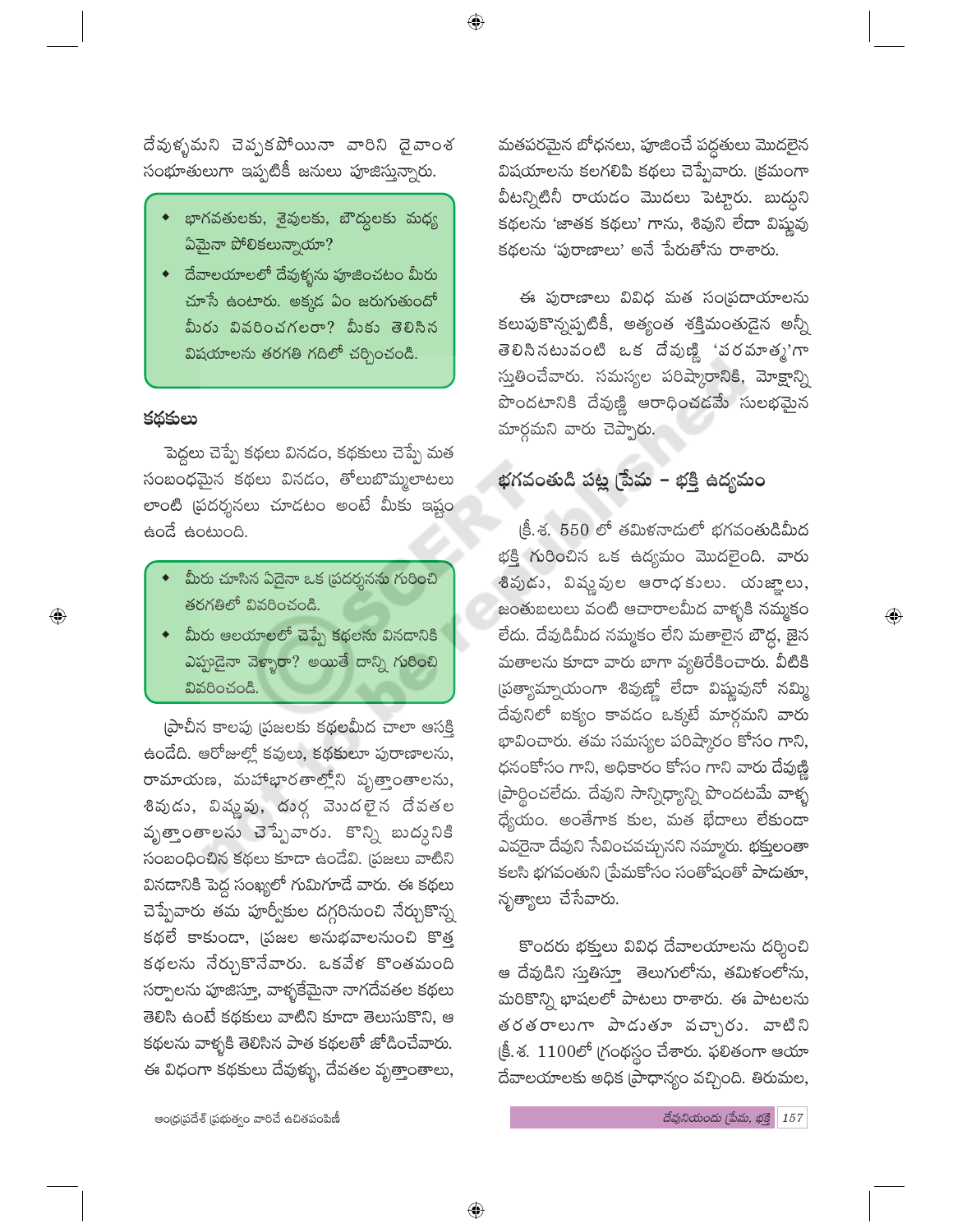దేవుళ్ళమని చెప్పకపోయినా వారిని దైవాంశ సంభూతులుగా ఇప్పటికీ జనులు పూజిస్తున్నారు.

- భాగవతులకు, శైవులకు, బౌద్ధులకు మధ్య ఏమైనా పోలికలున్నాయా?
- దేవాలయాలలో దేవుళ్ళను పూజించటం మీరు చూసే ఉంటారు. అక్కడ ఏం జరుగుతుందో మీరు వివరించగలరా? మీకు తెలిసిన విషయాలను తరగతి గదిలో చర్చించండి.

### కథకులు

పెద్దలు చెప్పే కథలు వినడం, కథకులు చెప్పే మత సంబంధమైన కథలు వినడం, తోలుబొమ్మలాటలు లాంటి ప్రదర్శనలు చూడటం అంటే మీకు ఇష్టం ఉండే ఉంటుంది.

- మీరు చూసిన ఏదైనా ఒక ప్రదర్శనను గురించి తరగతిలో వివరించండి.
- మీరు ఆలయాలలో చెప్పే కథలను వినడానికి ఎప్పుడైనా వెళ్ళారా? అయితే దాన్ని గురించి వివరించండి.

ప్రాచీన కాలపు ప్రజలకు కథలమీద చాలా ఆసక్తి ఉండేది. ఆరోజుల్లో కవులు, కథకులూ పురాణాలను, రామాయణ, మహాభారతాల్లోని వృత్తాంతాలను, శివుడు, విష్ణువు, దుర్గ మొదలైన దేవతల వృత్తాంతాలను చెప్పేవారు. కొన్ని బుద్ధునికి సంబంధించిన కథలు కూడా ఉండేవి. ప్రజలు వాటిని వినడానికి పెద్ద సంఖ్యలో గుమిగూడే వారు. ఈ కథలు చెప్పేవారు తమ పూర్వీకుల దగ్గరినుంచి నేర్చుకొన్న కథలే కాకుండా, ప్రజల అనుభవాలనుంచి కొత్త కథలను నేర్చుకొనేవారు. ఒకవేళ కొంతమంది సర్పాలను పూజిస్తూ, వాళ్ళకేమైనా నాగదేవతల కథలు తెలిసి ఉంటే కథకులు వాటిని కూడా తెలుసుకొని, ఆ కథలను వాళ్ళకి తెలిసిన పాత కథలతో జోడించేవారు. ఈ విధంగా కథకులు దేవుళ్ళు, దేవతల వృత్తాంతాలు, మతపరమైన బోధనలు, పూజించే పద్ధతులు మొదలైన విషయాలను కలగలిపి కథలు చెప్పేవారు. క్రమంగా వీటన్నిటినీ రాయడం మొదలు పెట్టారు. బుద్ధుని కథలను 'జాతక కథలు' గాను, శివుని లేదా విష్ణువు కథలను 'పురాణాలు' అనే పేరుతోను రాశారు.

ఈ పురాణాలు వివిధ మత సంప్రదాయాలను కలుపుకొన్నప్పటికీ, అత్యంత శక్తిమంతుడైన అన్నీ తెలిసినటువంటి ఒక దేవుణ్ణి 'పరమాత్మ'గా స్తుతించేవారు. సమస్యల పరిష్కారానికి, మోక్షాన్ని పొందటానికి దేవుణ్ణి ఆరాధించడమే సులభమైన మార్గమని వారు చెప్పారు.

## భగవంతుడి పట్ల ప్రేమ – భక్తి ఉద్యమం

క్రీ.శ. 550 లో తమిళనాడులో భగవంతుడిమీద భక్తి గురించిన ఒక ఉద్యమం మొదలైంది. వారు శివుడు, విష్ణువుల ఆరాధకులు. యజ్ఞాలు, జంతుబలులు వంటి ఆచారాలమీద వాళ్ళకి నమ్మకం లేదు. దేవుడిమీద నమ్మకం లేని మతాలైన బౌద్ధ, జైన మతాలను కూడా వారు బాగా వ్యతిరేకించారు. వీటికి ప్రత్యామ్నాయంగా శివుణ్ణో లేదా విష్ణువునో నమ్మి దేవునిలో ఐక్యం కావడం ఒక్కటే మార్గమని వారు భావించారు. తమ సమస్యల పరిష్కారం కోసం గాని, ధనంకోసం గాని, అధికారం కోసం గాని వారు దేవుణ్ణి ప్రార్థించలేదు. దేవుని సాన్నిధ్యాన్ని పొందటమే వాళ్ళ ధ్యేయం. అంతేగాక కుల, మత భేదాలు లేకుండా ఎవరైనా దేవుని సేవించవచ్చునని నమ్మారు. భక్తులంతా కలిసి భగవంతుని ప్రేమకోసం సంతోషంతో పాడుతూ, నృత్యాలు చేసేవారు.

కొందరు భక్తులు వివిధ దేవాలయాలను దర్శించి ఆ దేవుడిని స్తుతిస్తూ తెలుగులోను, తమిళంలోను, మరికొన్ని భాషలలో పాటలు రాశారు. ఈ పాటలను తరతరాలుగా పాడుతూ వచ్చారు. వాటిని క్రీ.శ. 1100లో గ్రంథస్థం చేశారు. ఫలితంగా ఆయా దేవాలయాలకు అధిక ప్రాధాన్యం వచ్చింది. తిరుమల,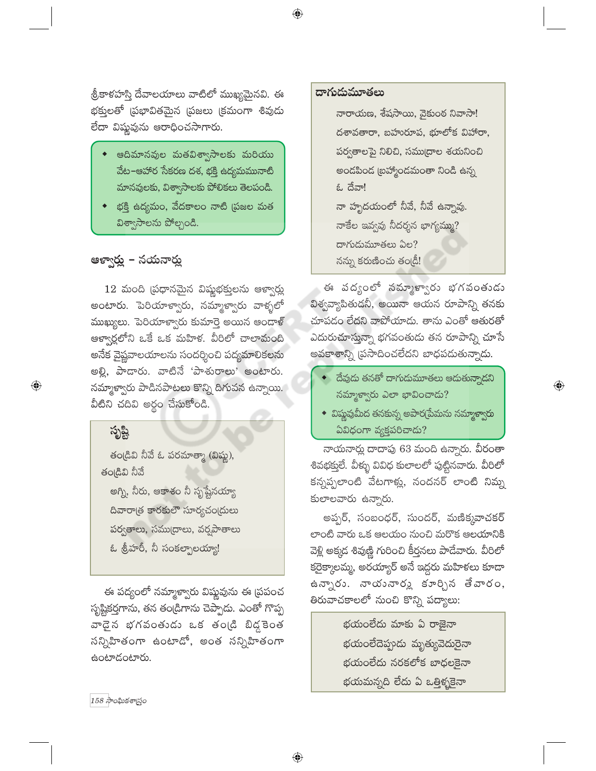శ్రీకాళహస్తి దేవాలయాలు వాటిలో ముఖ్యమైనవి. ఈ భక్తులతో ప్రభావితమైన ప్రజలు క్రమంగా శివుడు లేదా విష్ణువును ఆరాధించసాగారు.

- ఆదిమానవుల మతవిశ్వాసాలకు మరియు వేట–ఆహార సేకరణ దశ, భక్తి ఉద్యమమునాటి మానవులకు, విశ్వాసాలకు పోలికలు తెలపండి.
- భక్తి ఉద్యమం, వేదకాలం నాటి ప్రజల మత విశ్వాసాలను పోల్చండి.

## ఆళ్వార్లు – నయనార్లు

12 మంది ప్రధానమైన విష్ణుభక్తులను ఆళ్వార్లు అంటారు. పెరియాళ్వారు, నమ్మాళ్వారు వాళ్ళలో ముఖ్యులు. పెరియాళ్వారు కుమార్తె అయిన ఆండాళ్ ఆళ్వార్లలోని ఒకే ఒక మహిళ. వీరిలో చాలామంది అనేక వైష్ణవాలయాలను సందర్శించి పద్యమాలికలను అల్లి, పాడారు. వాటినే 'పాశురాలు' అంటారు. నమ్మాళ్వారు పాడినపాటలు కొన్ని దిగువన ఉన్నాయి. వీటిని చదివి అర్థం చేసుకోండి.

**సృష్టి**

తండ్రివి నీవే ఓ పరమాత్మా (విష్ణు),
తండ్రివి నీవే
అగ్ని, నీరు, ఆకాశం నీ సృష్టేనయ్యా
దివారాత్ర కారకులౌ సూర్యచంద్రులు
పర్వతాలు, సముద్రాలు, వర్షపాతాలు
ఓ శ్రీహరీ, నీ సంకల్పాలయ్యా!

ఈ పద్యంలో నమ్మాళ్వారు విష్ణువును ఈ ప్రపంచ సృష్టికర్తగాను, తన తండ్రిగాను చెప్పాడు. ఎంతో గొప్ప వాడైన భగవంతుడు ఒక తండ్రి బిడ్డకెంత సన్నిహితంగా ఉంటాడో, అంత సన్నిహితంగా ఉంటాడంటారు.

**దాగుడుమూతలు**

నారాయణ, శేషసాయి, వైకుంఠ నివాసా!
దశావతారా, బహురూప, భూలోక విహారా,
పర్వతాలపై నిలిచి, సముద్రాల శయనించి
అండపిండ బ్రహ్మాండమంతా నిండి ఉన్న
ఓ దేవా!
నా హృదయంలో నీవే, నీవే ఉన్నావు.
నాకేల ఇవ్వవు నీదర్శన భాగ్యమ్ము?
దాగుడుమూతలు ఏల?
నన్ను కరుణించు తండ్రీ!

ఈ పద్యంలో నమ్మాళ్వారు భగవంతుడు విశ్వవ్యాపితుడనీ, అయినా ఆయన రూపాన్ని తనకు చూపడం లేదని వాపోయాడు. తాను ఎంతో ఆతురతో ఎదురుచూస్తున్నా భగవంతుడు తన రూపాన్ని చూసే అవకాశాన్ని ప్రసాదించలేదని బాధపడుతున్నాడు.

- దేవుడు తనతో దాగుడుమూతలు ఆడుతున్నాడని నమ్మాళ్వారు ఎలా భావించాడు?
- విష్ణువుమీద తనకున్న అపారప్రేమను నమ్మాళ్వారు ఏవిధంగా వ్యక్తపరిచాడు?

నాయనార్లు దాదాపు 63 మంది ఉన్నారు. వీరంతా శివభక్తులే. వీళ్ళు వివిధ కులాలలో పుట్టినవారు. వీరిలో కన్నప్పలాంటి వేటగాళ్లు, నందనర్ లాంటి నిమ్న కులాలవారు ఉన్నారు.

అప్పర్, సంబంధర్, సుందర్, మణిక్కవాచకర్ లాంటి వారు ఒక ఆలయం నుంచి మరొక ఆలయానికి వెళ్లి అక్కడ శివుణ్ణి గురించి కీర్తనలు పాడేవారు. వీరిలో కరైక్కాలమ్మ, అరయ్యార్ అనే ఇద్దరు మహిళలు కూడా ఉన్నారు. నాయనార్లు కూర్చిన తేవారం, తిరువాచకాలలో నుంచి కొన్ని పద్యాలు:

భయంలేదు మాకు ఏ రాజైనా
భయంలేదెప్పుడు మృత్యువెదురైనా
భయంలేదు నరకలోక బాధలకైనా
భయమన్నది లేదు ఏ ఒత్తిళ్ళకైనా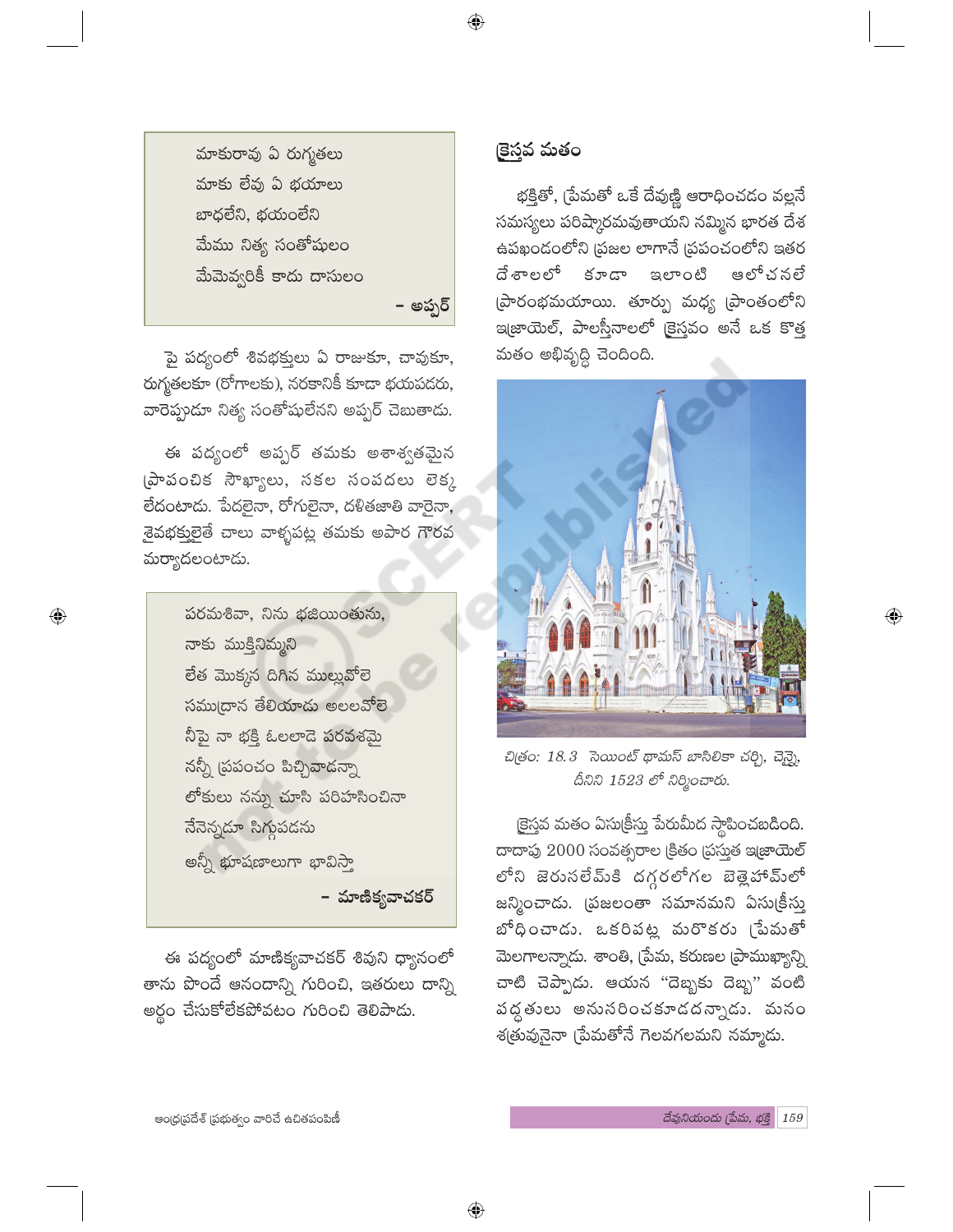మాకురావు ఏ రుగ్మతలు
మాకు లేవు ఏ భయాలు
బాధలేని, భయంలేని
మేము నిత్య సంతోషులం
మేమెవ్వరికీ కాదు దాసులం

– అప్పర్

పై పద్యంలో శివభక్తులు ఏ రాజుకూ, చావుకూ, రుగ్మతలకూ (రోగాలకు), నరకానికీ కూడా భయపడరు, వారెప్పుడూ నిత్య సంతోషులేనని అప్పర్ చెబుతాడు.

ఈ పద్యంలో అప్పర్ తమకు అశాశ్వతమైన ప్రాపంచిక సౌఖ్యాలు, సకల సంపదలు లెక్క లేదంటాడు. పేదలైనా, రోగులైనా, దళితజాతి వారైనా, శైవభక్తులైతే చాలు వాళ్ళపట్ల తమకు అపార గౌరవ మర్యాదలంటాడు.

పరమశివా, నిను భజియింతును,
నాకు ముక్తినిమ్మని
లేత మొక్కన దిగిన ముల్లువోలె
సముద్రాన తేలియాడు అలలవోలె
నీపై నా భక్తి ఓలలాడె పరవశమై
నన్నీ ప్రపంచం పిచ్చివాడన్నా
లోకులు నన్ను చూసి పరిహసించినా
నేనెన్నడూ సిగ్గుపడను
అన్నీ భూషణాలుగా భావిస్తా

– మాణిక్యవాచకర్

ఈ పద్యంలో మాణిక్యవాచకర్ శివుని ధ్యానంలో తాను పొందే ఆనందాన్ని గురించి, ఇతరులు దాన్ని అర్థం చేసుకోలేకపోవటం గురించి తెలిపాడు.

## క్రైస్తవ మతం

భక్తితో, ప్రేమతో ఒకే దేవుణ్ణి ఆరాధించడం వల్లనే సమస్యలు పరిష్కారమవుతాయని నమ్మిన భారత దేశ ఉపఖండంలోని ప్రజల లాగానే ప్రపంచంలోని ఇతర దేశాలలో కూడా ఇలాంటి ఆలోచనలే ప్రారంభమయాయి. తూర్పు మధ్య ప్రాంతంలోని ఇజ్రాయెల్, పాలస్తీనాలలో క్రైస్తవం అనే ఒక కొత్త మతం అభివృద్ధి చెందింది.

*చిత్రం: 18.3 సెయింట్ థామస్ బాసిలికా చర్చి, చెన్నై, దీనిని 1523 లో నిర్మించారు.*

క్రైస్తవ మతం ఏసుక్రీస్తు పేరుమీద స్థాపించబడింది. దాదాపు 2000 సంవత్సరాల క్రితం ప్రస్తుత ఇజ్రాయెల్ లోని జెరుసలేమ్‌కి దగ్గరలోగల బెత్లెహామ్‌లో జన్మించాడు. ప్రజలంతా సమానమని ఏసుక్రీస్తు బోధించాడు. ఒకరిపట్ల మరొకరు ప్రేమతో మెలగాలన్నాడు. శాంతి, ప్రేమ, కరుణల ప్రాముఖ్యాన్ని చాటి చెప్పాడు. ఆయన "దెబ్బకు దెబ్బ" వంటి పద్ధతులు అనుసరించకూడదన్నాడు. మనం శత్రువునైనా ప్రేమతోనే గెలవగలమని నమ్మాడు.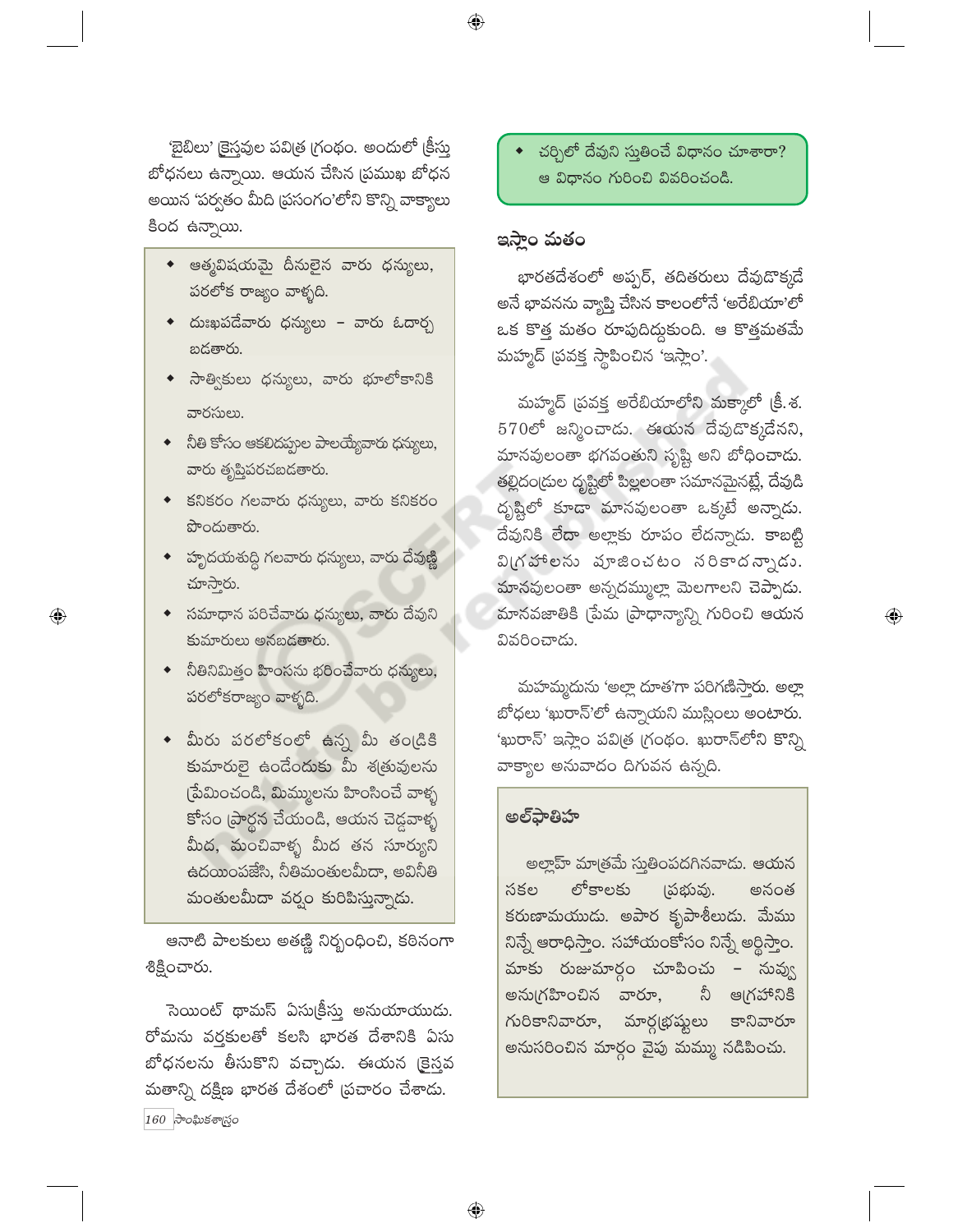'బైబిలు' క్రైస్తవుల పవిత్ర గ్రంథం. అందులో క్రీస్తు బోధనలు ఉన్నాయి. ఆయన చేసిన ప్రముఖ బోధన అయిన 'పర్వతం మీది ప్రసంగం'లోని కొన్ని వాక్యాలు కింద ఉన్నాయి.

- ఆత్మవిషయమై దీనులైన వారు ధన్యులు, పరలోక రాజ్యం వాళ్ళది.
- దుఃఖపడేవారు ధన్యులు – వారు ఓదార్చబడతారు.
- సాత్వికులు ధన్యులు, వారు భూలోకానికి వారసులు.
- నీతి కోసం ఆకలిదప్పుల పాలయ్యేవారు ధన్యులు, వారు తృప్తిపరచబడతారు.
- కనికరం గలవారు ధన్యులు, వారు కనికరం పొందుతారు.
- హృదయశుద్ధి గలవారు ధన్యులు, వారు దేవుణ్ణి చూస్తారు.
- సమాధాన పరిచేవారు ధన్యులు, వారు దేవుని కుమారులు అనబడతారు.
- నీతినిమిత్తం హింసను భరించేవారు ధన్యులు, పరలోకరాజ్యం వాళ్ళది.
- మీరు పరలోకంలో ఉన్న మీ తండ్రికి కుమారులై ఉండేందుకు మీ శత్రువులను ప్రేమించండి, మిమ్ములను హింసించే వాళ్ళ కోసం ప్రార్థన చేయండి, ఆయన చెడ్డవాళ్ళ మీద, మంచివాళ్ళ మీద తన సూర్యుని ఉదయింపజేసి, నీతిమంతులమీదా, అవినీతి మంతులమీదా వర్షం కురిపిస్తున్నాడు.

ఆనాటి పాలకులు అతణ్ణి నిర్బంధించి, కఠినంగా శిక్షించారు.

సెయింట్ థామస్ ఏసుక్రీస్తు అనుయాయుడు. రోమను వర్తకులతో కలసి భారత దేశానికి ఏసు బోధనలను తీసుకొని వచ్చాడు. ఈయన క్రైస్తవ మతాన్ని దక్షిణ భారత దేశంలో ప్రచారం చేశాడు.

- చర్చిలో దేవుని స్తుతించే విధానం చూశారా? ఆ విధానం గురించి వివరించండి.

## ఇస్లాం మతం

భారతదేశంలో అప్పర్, తదితరులు దేవుడొక్కడే అనే భావనను వ్యాప్తి చేసిన కాలంలోనే 'అరేబియా'లో ఒక కొత్త మతం రూపుదిద్దుకుంది. ఆ కొత్తమతమే మహ్మద్ ప్రవక్త స్థాపించిన 'ఇస్లాం'.

మహ్మద్ ప్రవక్త అరేబియాలోని మక్కాలో క్రీ.శ. 570లో జన్మించాడు. ఈయన దేవుడొక్కడేనని, మానవులంతా భగవంతుని సృష్టి అని బోధించాడు. తల్లిదండ్రుల దృష్టిలో పిల్లలంతా సమానమైనట్లే, దేవుడి దృష్టిలో కూడా మానవులంతా ఒక్కటే అన్నాడు. దేవునికి లేదా అల్లాకు రూపం లేదన్నాడు. కాబట్టి విగ్రహాలను పూజించటం సరికాదన్నాడు. మానవులంతా అన్నదమ్ముల్లా మెలగాలని చెప్పాడు. మానవజాతికి ప్రేమ ప్రాధాన్యాన్ని గురించి ఆయన వివరించాడు.

మహమ్మదును 'అల్లా దూత'గా పరిగణిస్తారు. అల్లా బోధలు 'ఖురాన్'లో ఉన్నాయని ముస్లింలు అంటారు. 'ఖురాన్' ఇస్లాం పవిత్ర గ్రంథం. ఖురాన్‌లోని కొన్ని వాక్యాల అనువాదం దిగువన ఉన్నది.

### అల్‌ఫాతిహా

అల్లాహ్ మాత్రమే స్తుతింపదగినవాడు. ఆయన సకల లోకాలకు ప్రభువు. అనంత కరుణామయుడు. అపార కృపాశీలుడు. మేము నిన్నే ఆరాధిస్తాం. సహాయంకోసం నిన్నే అర్థిస్తాం. మాకు రుజుమార్గం చూపించు – నువ్వు అనుగ్రహించిన వారూ, నీ ఆగ్రహానికి గురికానివారూ, మార్గభ్రష్టులు కానివారూ అనుసరించిన మార్గం వైపు మమ్ము నడిపించు.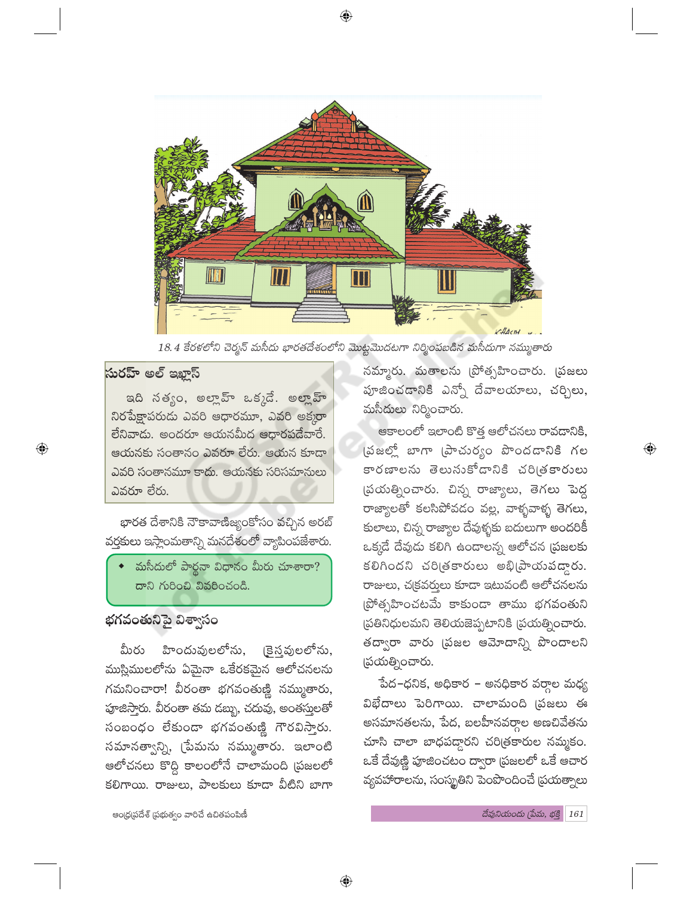18.4 కేరళలోని చెర్మన్ మసీదు భారతదేశంలోని మొట్టమొదటగా నిర్మింపబడిన మసీదుగా నమ్ముతారు

### సురహ్ అల్ ఇఖ్లాస్

ఇది సత్యం, అల్లాహ్ ఒక్కడే. అల్లాహ్ నిరపేక్షాపరుడు ఎవరి ఆధారమూ, ఎవరి అక్కరా లేనివాడు. అందరూ ఆయనమీద ఆధారపడేవారే. ఆయనకు సంతానం ఎవరూ లేరు. ఆయన కూడా ఎవరి సంతానమూ కాదు. ఆయనకు సరిసమానులు ఎవరూ లేరు.

భారత దేశానికి నౌకావాణిజ్యంకోసం వచ్చిన అరబ్ వర్తకులు ఇస్లాంమతాన్ని మనదేశంలో వ్యాపింపజేశారు.

- మసీదులో ప్రార్థనా విధానం మీరు చూశారా? దాని గురించి వివరించండి.

## భగవంతునిపై విశ్వాసం

మీరు హిందువులలోను, క్రైస్తవులలోను, ముస్లిములలోను ఏమైనా ఒకేరకమైన ఆలోచనలను గమనించారా! వీరంతా భగవంతుణ్ణి నమ్ముతారు, పూజిస్తారు. వీరంతా తమ డబ్బు, చదువు, అంతస్తులతో సంబంధం లేకుండా భగవంతుణ్ణి గౌరవిస్తారు. సమానత్వాన్ని, ప్రేమను నమ్ముతారు. ఇలాంటి ఆలోచనలు కొద్ది కాలంలోనే చాలామంది ప్రజలలో కలిగాయి. రాజులు, పాలకులు కూడా వీటిని బాగా నమ్మారు. మతాలను ప్రోత్సహించారు. ప్రజలు పూజించడానికి ఎన్నో దేవాలయాలు, చర్చిలు, మసీదులు నిర్మించారు.

ఆకాలంలో ఇలాంటి కొత్త ఆలోచనలు రావడానికి, ప్రజల్లో బాగా ప్రాచుర్యం పొందడానికి గల కారణాలను తెలుసుకోడానికి చరిత్రకారులు ప్రయత్నించారు. చిన్న రాజ్యాలు, తెగలు పెద్ద రాజ్యాలతో కలిసిపోవడం వల్ల, వాళ్ళవాళ్ళ తెగలు, కులాలు, చిన్న రాజ్యాల దేవుళ్ళకు బదులుగా అందరికీ ఒక్కడే దేవుడు కలిగి ఉండాలన్న ఆలోచన ప్రజలకు కలిగిందని చరిత్రకారులు అభిప్రాయపడ్డారు. రాజులు, చక్రవర్తులు కూడా ఇటువంటి ఆలోచనలను ప్రోత్సహించటమే కాకుండా తాము భగవంతుని ప్రతినిధులమని తెలియజెప్పటానికి ప్రయత్నించారు. తద్వారా వారు ప్రజల ఆమోదాన్ని పొందాలని ప్రయత్నించారు.

పేద-ధనిక, అధికార - అనధికార వర్గాల మధ్య విభేదాలు పెరిగాయి. చాలామంది ప్రజలు ఈ అసమానతలను, పేద, బలహీనవర్గాల అణచివేతను చూసి చాలా బాధపడ్డారని చరిత్రకారుల నమ్మకం. ఒకే దేవుణ్ణి పూజించటం ద్వారా ప్రజలలో ఒకే ఆచార వ్యవహారాలను, సంస్కృతిని పెంపొందించే ప్రయత్నాలు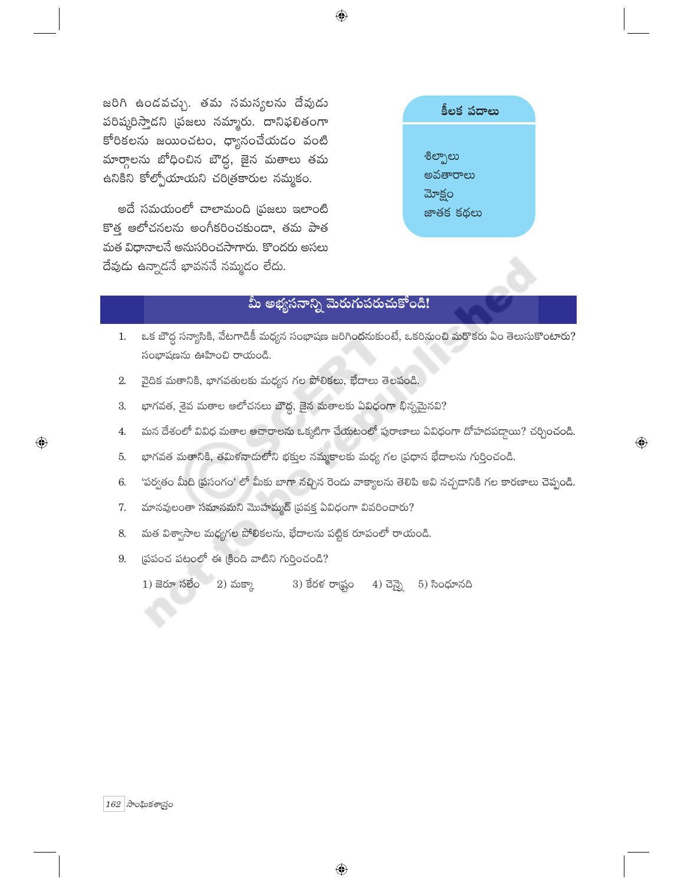జరిగి ఉండవచ్చు. తమ సమస్యలను దేవుడు పరిష్కరిస్తాడని ప్రజలు నమ్మారు. దానిఫలితంగా కోరికలను జయించటం, ధ్యానంచేయడం వంటి మార్గాలను బోధించిన బౌద్ధ, జైన మతాలు తమ ఉనికిని కోల్పోయాయని చరిత్రకారుల నమ్మకం.

అదే సమయంలో చాలామంది ప్రజలు ఇలాంటి కొత్త ఆలోచనలను అంగీకరించకుండా, తమ పాత మత విధానాలనే అనుసరించసాగారు. కొందరు అసలు దేవుడు ఉన్నాడనే భావననే నమ్మడం లేదు.

**కీలక పదాలు**

శిల్పాలు
అవతారాలు
మోక్షం
జాతక కథలు

## మీ అభ్యసనాన్ని మెరుగుపరుచుకోండి!

1. ఒక బౌద్ధ సన్యాసికి, వేటగాడికీ మధ్యన సంభాషణ జరిగిందనుకుంటే, ఒకరినుంచి మరొకరు ఏం తెలుసుకొంటారు? సంభాషణను ఊహించి రాయండి.
2. వైదిక మతానికి, భాగవతులకు మధ్యన గల పోలికలు, భేదాలు తెలపండి.
3. భాగవత, శైవ మతాల ఆలోచనలు బౌద్ధ, జైన మతాలకు ఏవిధంగా భిన్నమైనవి?
4. మన దేశంలో వివిధ మతాల ఆచారాలను ఒక్కటిగా చేయటంలో పురాణాలు ఏవిధంగా దోహదపడ్డాయి? చర్చించండి.
5. భాగవత మతానికి, తమిళనాడులోని భక్తుల నమ్మకాలకు మధ్య గల ప్రధాన భేదాలను గుర్తించండి.
6. 'పర్వతం మీది ప్రసంగం' లో మీకు బాగా నచ్చిన రెండు వాక్యాలను తెలిపి అవి నచ్చడానికి గల కారణాలు చెప్పండి.
7. మానవులంతా సమానమని మొహమ్మద్ ప్రవక్త ఏవిధంగా వివరించారు?
8. మత విశ్వాసాల మధ్యగల పోలికలను, భేదాలను పట్టిక రూపంలో రాయండి.
9. ప్రపంచ పటంలో ఈ క్రింది వాటిని గుర్తించండి?

   1) జెరూ సలేం 2) మక్కా 3) కేరళ రాష్ట్రం 4) చెన్నై 5) సింధూనది